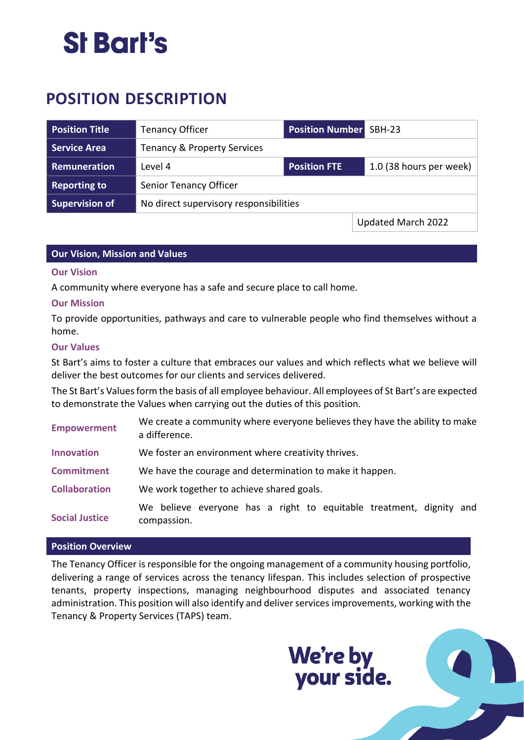St Bart's

# POSITION DESCRIPTION

| Position Title | Tenancy Officer | Position Number | SBH-23 |
| --- | --- | --- | --- |
| Service Area | Tenancy & Property Services | | |
| Remuneration | Level 4 | Position FTE | 1.0 (38 hours per week) |
| Reporting to | Senior Tenancy Officer | | |
| Supervision of | No direct supervisory responsibilities | | |
| | | | Updated March 2022 |

## Our Vision, Mission and Values

### Our Vision

A community where everyone has a safe and secure place to call home.

### Our Mission

To provide opportunities, pathways and care to vulnerable people who find themselves without a home.

### Our Values

St Bart's aims to foster a culture that embraces our values and which reflects what we believe will deliver the best outcomes for our clients and services delivered.

The St Bart's Values form the basis of all employee behaviour. All employees of St Bart's are expected to demonstrate the Values when carrying out the duties of this position.

| | |
| --- | --- |
| **Empowerment** | We create a community where everyone believes they have the ability to make a difference. |
| **Innovation** | We foster an environment where creativity thrives. |
| **Commitment** | We have the courage and determination to make it happen. |
| **Collaboration** | We work together to achieve shared goals. |
| **Social Justice** | We believe everyone has a right to equitable treatment, dignity and compassion. |

## Position Overview

The Tenancy Officer is responsible for the ongoing management of a community housing portfolio, delivering a range of services across the tenancy lifespan. This includes selection of prospective tenants, property inspections, managing neighbourhood disputes and associated tenancy administration. This position will also identify and deliver services improvements, working with the Tenancy & Property Services (TAPS) team.

We're by your side.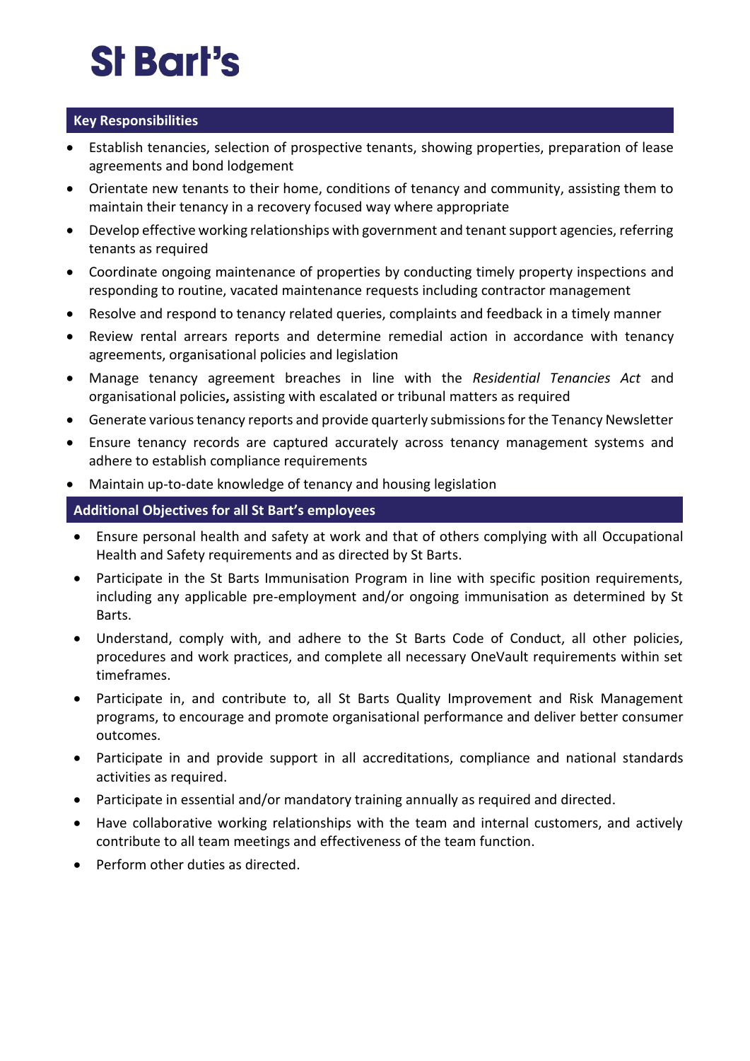# St Bart's

## Key Responsibilities

- Establish tenancies, selection of prospective tenants, showing properties, preparation of lease agreements and bond lodgement
- Orientate new tenants to their home, conditions of tenancy and community, assisting them to maintain their tenancy in a recovery focused way where appropriate
- Develop effective working relationships with government and tenant support agencies, referring tenants as required
- Coordinate ongoing maintenance of properties by conducting timely property inspections and responding to routine, vacated maintenance requests including contractor management
- Resolve and respond to tenancy related queries, complaints and feedback in a timely manner
- Review rental arrears reports and determine remedial action in accordance with tenancy agreements, organisational policies and legislation
- Manage tenancy agreement breaches in line with the *Residential Tenancies Act* and organisational policies**,** assisting with escalated or tribunal matters as required
- Generate various tenancy reports and provide quarterly submissions for the Tenancy Newsletter
- Ensure tenancy records are captured accurately across tenancy management systems and adhere to establish compliance requirements
- Maintain up-to-date knowledge of tenancy and housing legislation

## Additional Objectives for all St Bart's employees

- Ensure personal health and safety at work and that of others complying with all Occupational Health and Safety requirements and as directed by St Barts.
- Participate in the St Barts Immunisation Program in line with specific position requirements, including any applicable pre-employment and/or ongoing immunisation as determined by St Barts.
- Understand, comply with, and adhere to the St Barts Code of Conduct, all other policies, procedures and work practices, and complete all necessary OneVault requirements within set timeframes.
- Participate in, and contribute to, all St Barts Quality Improvement and Risk Management programs, to encourage and promote organisational performance and deliver better consumer outcomes.
- Participate in and provide support in all accreditations, compliance and national standards activities as required.
- Participate in essential and/or mandatory training annually as required and directed.
- Have collaborative working relationships with the team and internal customers, and actively contribute to all team meetings and effectiveness of the team function.
- Perform other duties as directed.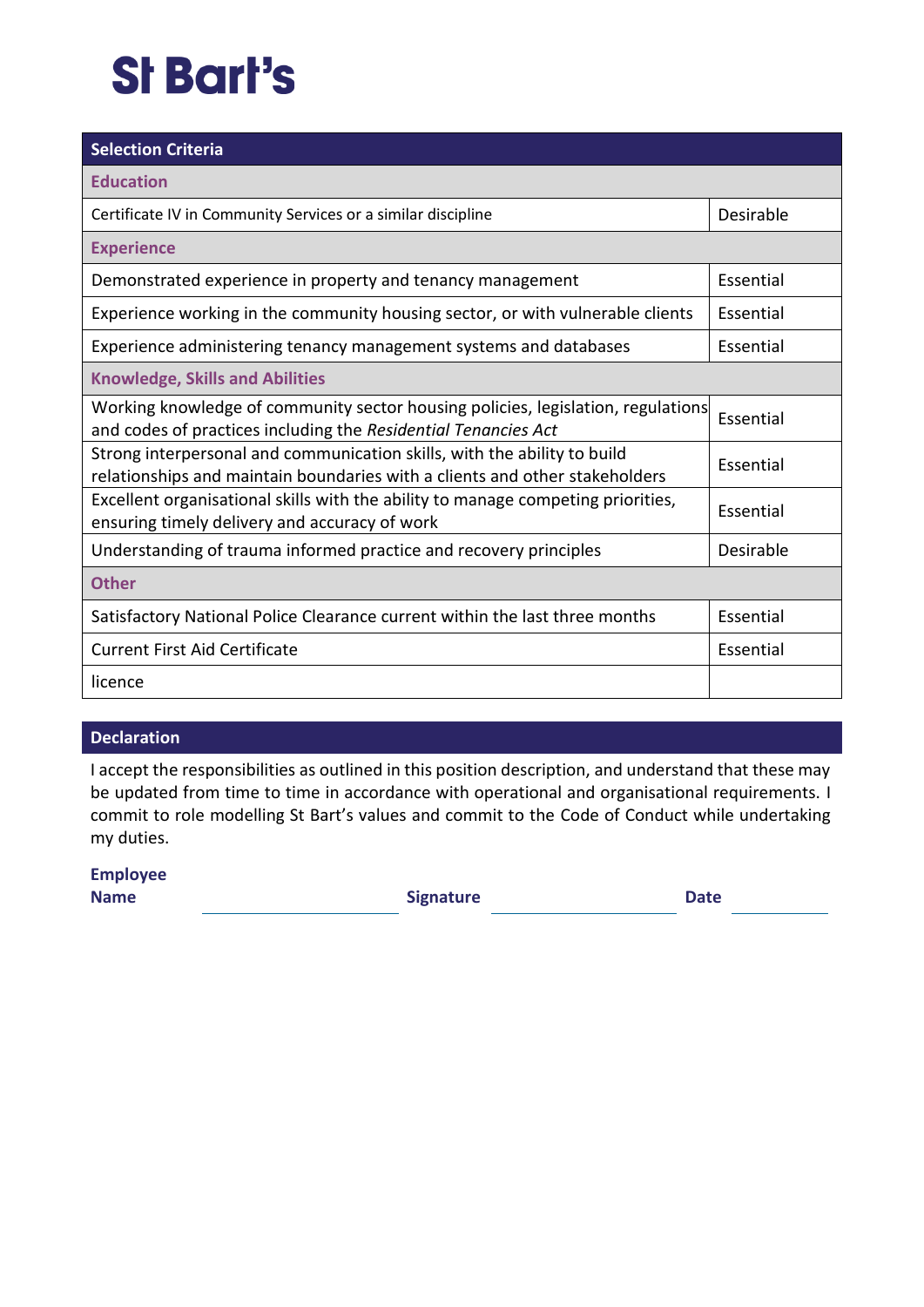# St Bart's

| Selection Criteria | |
|---|---|
| **Education** | |
| Certificate IV in Community Services or a similar discipline | Desirable |
| **Experience** | |
| Demonstrated experience in property and tenancy management | Essential |
| Experience working in the community housing sector, or with vulnerable clients | Essential |
| Experience administering tenancy management systems and databases | Essential |
| **Knowledge, Skills and Abilities** | |
| Working knowledge of community sector housing policies, legislation, regulations and codes of practices including the *Residential Tenancies Act* | Essential |
| Strong interpersonal and communication skills, with the ability to build relationships and maintain boundaries with a clients and other stakeholders | Essential |
| Excellent organisational skills with the ability to manage competing priorities, ensuring timely delivery and accuracy of work | Essential |
| Understanding of trauma informed practice and recovery principles | Desirable |
| **Other** | |
| Satisfactory National Police Clearance current within the last three months | Essential |
| Current First Aid Certificate | Essential |
| licence | |

## Declaration

I accept the responsibilities as outlined in this position description, and understand that these may be updated from time to time in accordance with operational and organisational requirements. I commit to role modelling St Bart's values and commit to the Code of Conduct while undertaking my duties.

**Employee Name** ______________________ **Signature** ______________________ **Date** ____________